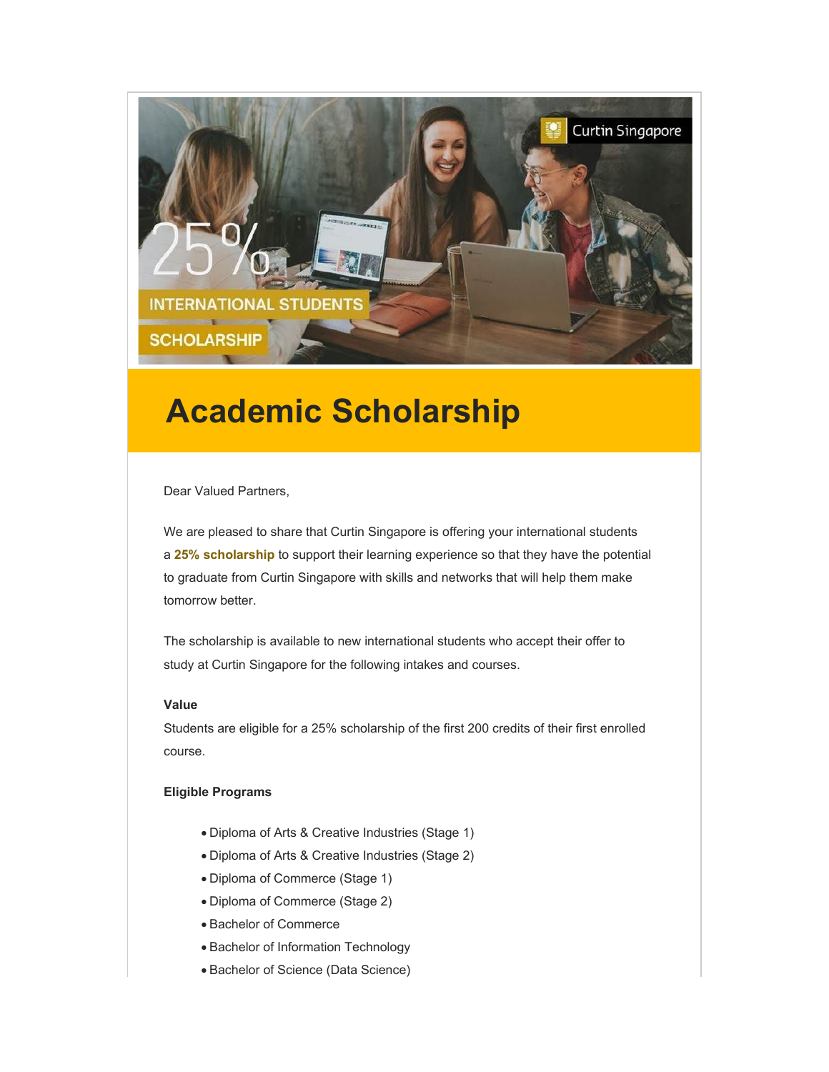# Academic Scholarship

Dear Valued Partners,

We are pleased to share that Curtin Singapore is offering your international students a **25% scholarship** to support their learning experience so that they have the potential to graduate from Curtin Singapore with skills and networks that will help them make tomorrow better.

The scholarship is available to new international students who accept their offer to study at Curtin Singapore for the following intakes and courses.

**Value**

Students are eligible for a 25% scholarship of the first 200 credits of their first enrolled course.

**Eligible Programs**

- Diploma of Arts & Creative Industries (Stage 1)
- Diploma of Arts & Creative Industries (Stage 2)
- Diploma of Commerce (Stage 1)
- Diploma of Commerce (Stage 2)
- Bachelor of Commerce
- Bachelor of Information Technology
- Bachelor of Science (Data Science)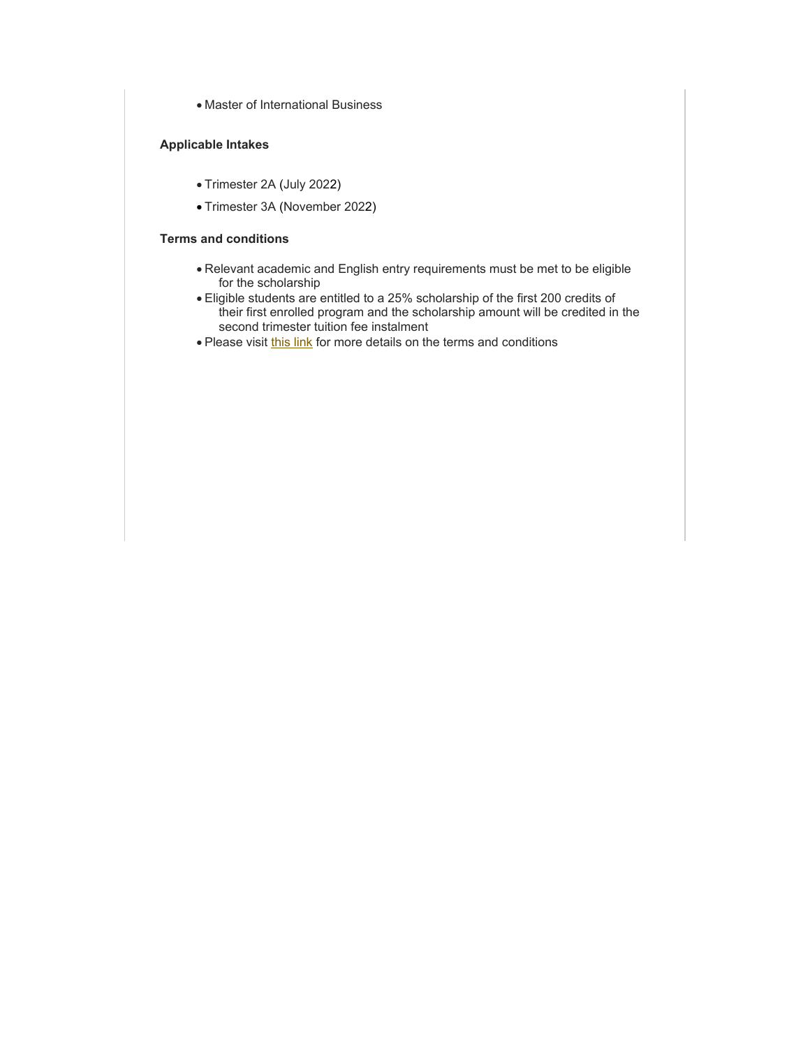- Master of International Business

**Applicable Intakes**

- Trimester 2A (July 2022)
- Trimester 3A (November 2022)

**Terms and conditions**

- Relevant academic and English entry requirements must be met to be eligible for the scholarship
- Eligible students are entitled to a 25% scholarship of the first 200 credits of their first enrolled program and the scholarship amount will be credited in the second trimester tuition fee instalment
- Please visit this link for more details on the terms and conditions